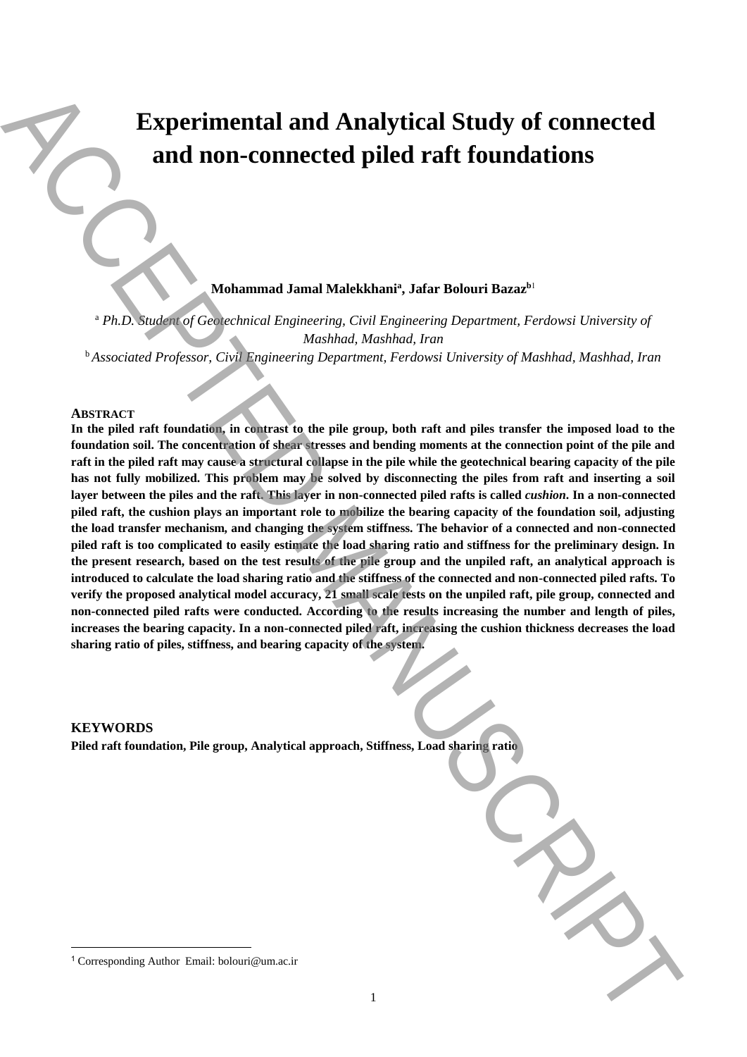# Experimental and Analytical Study of connected and non-connected piled raft foundations

**Mohammad Jamal Malekkhani[a], Jafar Bolouri Bazaz[b][1]**

[a] *Ph.D. Student of Geotechnical Engineering, Civil Engineering Department, Ferdowsi University of Mashhad, Mashhad, Iran*

[b] *Associated Professor, Civil Engineering Department, Ferdowsi University of Mashhad, Mashhad, Iran*

## ABSTRACT

**In the piled raft foundation, in contrast to the pile group, both raft and piles transfer the imposed load to the foundation soil. The concentration of shear stresses and bending moments at the connection point of the pile and raft in the piled raft may cause a structural collapse in the pile while the geotechnical bearing capacity of the pile has not fully mobilized. This problem may be solved by disconnecting the piles from raft and inserting a soil layer between the piles and the raft. This layer in non-connected piled rafts is called *cushion*. In a non-connected piled raft, the cushion plays an important role to mobilize the bearing capacity of the foundation soil, adjusting the load transfer mechanism, and changing the system stiffness. The behavior of a connected and non-connected piled raft is too complicated to easily estimate the load sharing ratio and stiffness for the preliminary design. In the present research, based on the test results of the pile group and the unpiled raft, an analytical approach is introduced to calculate the load sharing ratio and the stiffness of the connected and non-connected piled rafts. To verify the proposed analytical model accuracy, 21 small scale tests on the unpiled raft, pile group, connected and non-connected piled rafts were conducted. According to the results increasing the number and length of piles, increases the bearing capacity. In a non-connected piled raft, increasing the cushion thickness decreases the load sharing ratio of piles, stiffness, and bearing capacity of the system.**

## KEYWORDS

**Piled raft foundation, Pile group, Analytical approach, Stiffness, Load sharing ratio**

---

[1] Corresponding Author Email: bolouri@um.ac.ir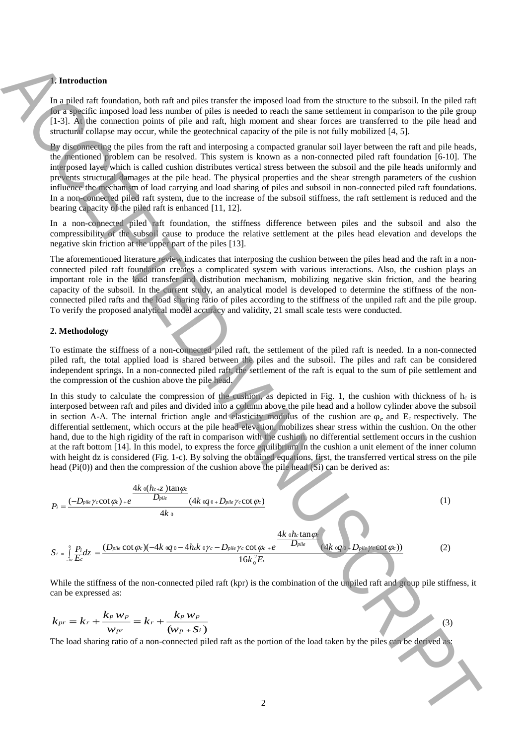## 1. Introduction

In a piled raft foundation, both raft and piles transfer the imposed load from the structure to the subsoil. In the piled raft for a specific imposed load less number of piles is needed to reach the same settlement in comparison to the pile group [1-3]. At the connection points of pile and raft, high moment and shear forces are transferred to the pile head and structural collapse may occur, while the geotechnical capacity of the pile is not fully mobilized [4, 5].

By disconnecting the piles from the raft and interposing a compacted granular soil layer between the raft and pile heads, the mentioned problem can be resolved. This system is known as a non-connected piled raft foundation [6-10]. The interposed layer which is called cushion distributes vertical stress between the subsoil and the pile heads uniformly and prevents structural damages at the pile head. The physical properties and the shear strength parameters of the cushion influence the mechanism of load carrying and load sharing of piles and subsoil in non-connected piled raft foundations. In a non-connected piled raft system, due to the increase of the subsoil stiffness, the raft settlement is reduced and the bearing capacity of the piled raft is enhanced [11, 12].

In a non-connected piled raft foundation, the stiffness difference between piles and the subsoil and also the compressibility of the subsoil cause to produce the relative settlement at the piles head elevation and develops the negative skin friction at the upper part of the piles [13].

The aforementioned literature review indicates that interposing the cushion between the piles head and the raft in a non-connected piled raft foundation creates a complicated system with various interactions. Also, the cushion plays an important role in the load transfer and distribution mechanism, mobilizing negative skin friction, and the bearing capacity of the subsoil. In the current study, an analytical model is developed to determine the stiffness of the non-connected piled rafts and the load sharing ratio of piles according to the stiffness of the unpiled raft and the pile group. To verify the proposed analytical model accuracy and validity, 21 small scale tests were conducted.

## 2. Methodology

To estimate the stiffness of a non-connected piled raft, the settlement of the piled raft is needed. In a non-connected piled raft, the total applied load is shared between the piles and the subsoil. The piles and raft can be considered independent springs. In a non-connected piled raft, the settlement of the raft is equal to the sum of pile settlement and the compression of the cushion above the pile head.

In this study to calculate the compression of the cushion, as depicted in Fig. 1, the cushion with thickness of $h_c$ is interposed between raft and piles and divided into a column above the pile head and a hollow cylinder above the subsoil in section A-A. The internal friction angle and elasticity modulus of the cushion are $\varphi_c$ and $E_c$ respectively. The differential settlement, which occurs at the pile head elevation, mobilizes shear stress within the cushion. On the other hand, due to the high rigidity of the raft in comparison with the cushion, no differential settlement occurs in the cushion at the raft bottom [14]. In this model, to express the force equilibrium in the cushion a unit element of the inner column with height dz is considered (Fig. 1-c). By solving the obtained equations, first, the transferred vertical stress on the pile head (Pi(0)) and then the compression of the cushion above the pile head (Si) can be derived as:

$$P_i = \frac{(-D_{pile}\gamma_c \cot\varphi_c) + e^{\frac{4k_0(h_c+z)\tan\varphi_c}{D_{pile}}}(4k_0 q_0 + D_{pile}\gamma_c \cot\varphi_c)}{4k_0} \tag{1}$$

$$S_i = \int_{-h_c}^{0} \frac{P_i}{E_c} dz = \frac{(D_{pile}\cot\varphi_c)(-4k_0 q_0 - 4h_c k_0 \gamma_c - D_{pile}\gamma_c \cot\varphi_c + e^{\frac{4k_0 h_c \tan\varphi_c}{D_{pile}}}(4k_0 q_0 + D_{pile}\gamma_c \cot\varphi_c))}{16k_0^2 E_c} \tag{2}$$

While the stiffness of the non-connected piled raft (kpr) is the combination of the unpiled raft and group pile stiffness, it can be expressed as:

$$k_{pr} = k_r + \frac{k_P w_P}{w_{pr}} = k_r + \frac{k_P w_P}{(w_P + S_i)} \tag{3}$$

The load sharing ratio of a non-connected piled raft as the portion of the load taken by the piles can be derived as: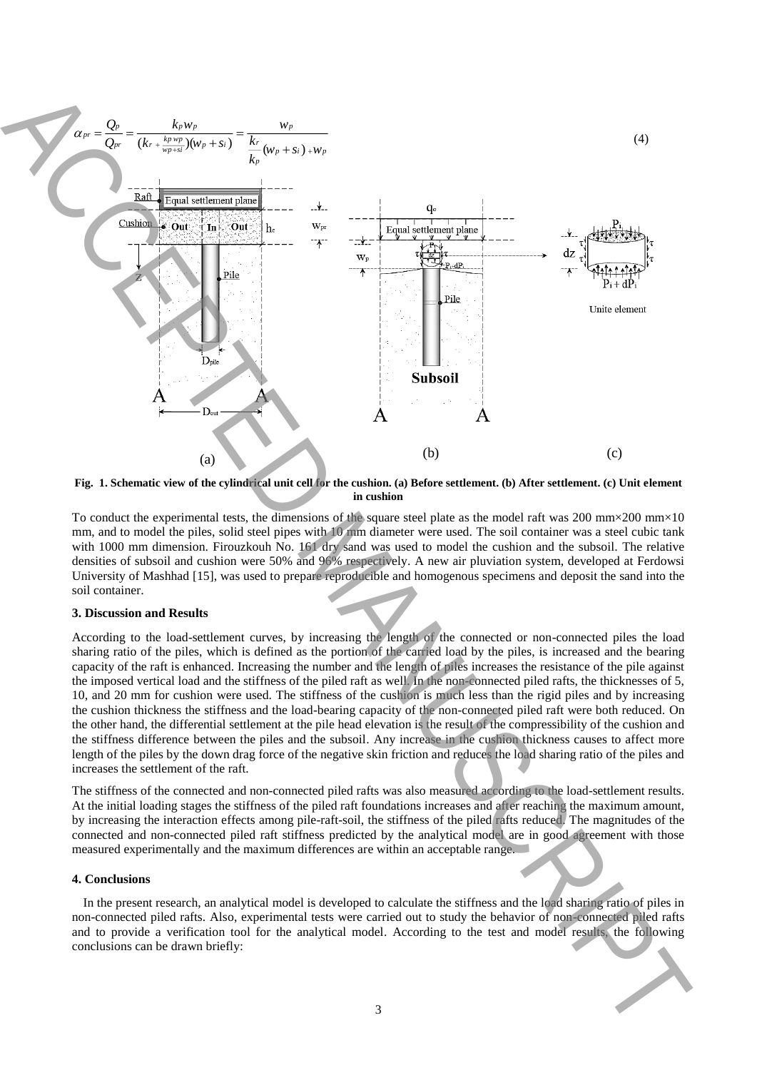$$\alpha_{pr} = \frac{Q_p}{Q_{pr}} = \frac{k_p w_p}{(k_r + \frac{k_p w_p}{w_p + s_i})(w_p + s_i)} = \frac{w_p}{\frac{k_r}{k_p}(w_p + s_i) + w_p} \tag{4}$$

**Fig. 1. Schematic view of the cylindrical unit cell for the cushion. (a) Before settlement. (b) After settlement. (c) Unit element in cushion**

To conduct the experimental tests, the dimensions of the square steel plate as the model raft was 200 mm×200 mm×10 mm, and to model the piles, solid steel pipes with 10 mm diameter were used. The soil container was a steel cubic tank with 1000 mm dimension. Firouzkouh No. 161 dry sand was used to model the cushion and the subsoil. The relative densities of subsoil and cushion were 50% and 96% respectively. A new air pluviation system, developed at Ferdowsi University of Mashhad [15], was used to prepare reproducible and homogenous specimens and deposit the sand into the soil container.

### 3. Discussion and Results

According to the load-settlement curves, by increasing the length of the connected or non-connected piles the load sharing ratio of the piles, which is defined as the portion of the carried load by the piles, is increased and the bearing capacity of the raft is enhanced. Increasing the number and the length of piles increases the resistance of the pile against the imposed vertical load and the stiffness of the piled raft as well. In the non-connected piled rafts, the thicknesses of 5, 10, and 20 mm for cushion were used. The stiffness of the cushion is much less than the rigid piles and by increasing the cushion thickness the stiffness and the load-bearing capacity of the non-connected piled raft were both reduced. On the other hand, the differential settlement at the pile head elevation is the result of the compressibility of the cushion and the stiffness difference between the piles and the subsoil. Any increase in the cushion thickness causes to affect more length of the piles by the down drag force of the negative skin friction and reduces the load sharing ratio of the piles and increases the settlement of the raft.

The stiffness of the connected and non-connected piled rafts was also measured according to the load-settlement results. At the initial loading stages the stiffness of the piled raft foundations increases and after reaching the maximum amount, by increasing the interaction effects among pile-raft-soil, the stiffness of the piled rafts reduced. The magnitudes of the connected and non-connected piled raft stiffness predicted by the analytical model are in good agreement with those measured experimentally and the maximum differences are within an acceptable range.

### 4. Conclusions

In the present research, an analytical model is developed to calculate the stiffness and the load sharing ratio of piles in non-connected piled rafts. Also, experimental tests were carried out to study the behavior of non-connected piled rafts and to provide a verification tool for the analytical model. According to the test and model results, the following conclusions can be drawn briefly: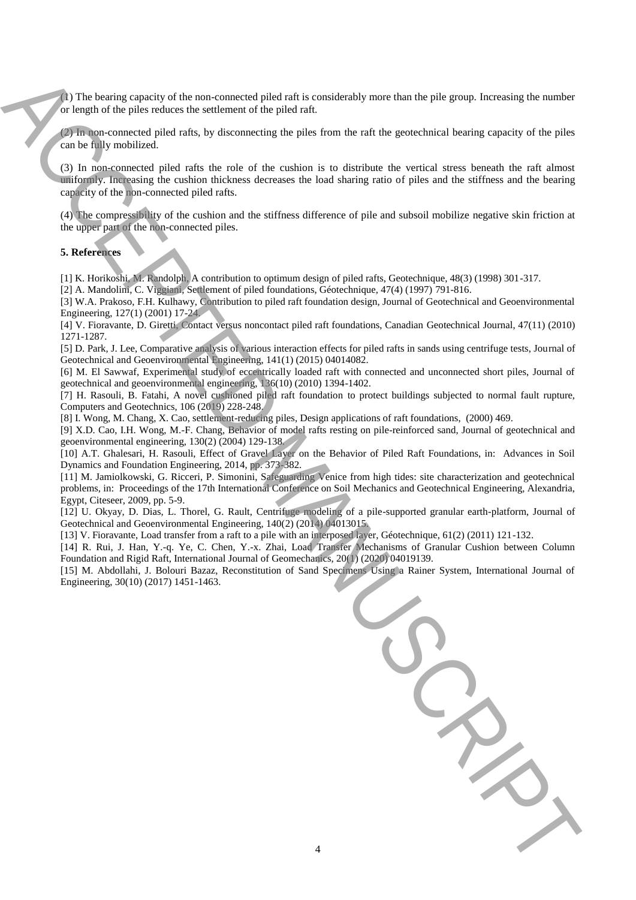(1) The bearing capacity of the non-connected piled raft is considerably more than the pile group. Increasing the number or length of the piles reduces the settlement of the piled raft.

(2) In non-connected piled rafts, by disconnecting the piles from the raft the geotechnical bearing capacity of the piles can be fully mobilized.

(3) In non-connected piled rafts the role of the cushion is to distribute the vertical stress beneath the raft almost uniformly. Increasing the cushion thickness decreases the load sharing ratio of piles and the stiffness and the bearing capacity of the non-connected piled rafts.

(4) The compressibility of the cushion and the stiffness difference of pile and subsoil mobilize negative skin friction at the upper part of the non-connected piles.

## 5. References

[1] K. Horikoshi, M. Randolph, A contribution to optimum design of piled rafts, Geotechnique, 48(3) (1998) 301-317.

[2] A. Mandolini, C. Viggiani, Settlement of piled foundations, Géotechnique, 47(4) (1997) 791-816.

[3] W.A. Prakoso, F.H. Kulhawy, Contribution to piled raft foundation design, Journal of Geotechnical and Geoenvironmental Engineering, 127(1) (2001) 17-24.

[4] V. Fioravante, D. Giretti, Contact versus noncontact piled raft foundations, Canadian Geotechnical Journal, 47(11) (2010) 1271-1287.

[5] D. Park, J. Lee, Comparative analysis of various interaction effects for piled rafts in sands using centrifuge tests, Journal of Geotechnical and Geoenvironmental Engineering, 141(1) (2015) 04014082.

[6] M. El Sawwaf, Experimental study of eccentrically loaded raft with connected and unconnected short piles, Journal of geotechnical and geoenvironmental engineering, 136(10) (2010) 1394-1402.

[7] H. Rasouli, B. Fatahi, A novel cushioned piled raft foundation to protect buildings subjected to normal fault rupture, Computers and Geotechnics, 106 (2019) 228-248.

[8] I. Wong, M. Chang, X. Cao, settlement-reducing piles, Design applications of raft foundations, (2000) 469.

[9] X.D. Cao, I.H. Wong, M.-F. Chang, Behavior of model rafts resting on pile-reinforced sand, Journal of geotechnical and geoenvironmental engineering, 130(2) (2004) 129-138.

[10] A.T. Ghalesari, H. Rasouli, Effect of Gravel Layer on the Behavior of Piled Raft Foundations, in: Advances in Soil Dynamics and Foundation Engineering, 2014, pp. 373-382.

[11] M. Jamiolkowski, G. Ricceri, P. Simonini, Safeguarding Venice from high tides: site characterization and geotechnical problems, in: Proceedings of the 17th International Conference on Soil Mechanics and Geotechnical Engineering, Alexandria, Egypt, Citeseer, 2009, pp. 5-9.

[12] U. Okyay, D. Dias, L. Thorel, G. Rault, Centrifuge modeling of a pile-supported granular earth-platform, Journal of Geotechnical and Geoenvironmental Engineering, 140(2) (2014) 04013015.

[13] V. Fioravante, Load transfer from a raft to a pile with an interposed layer, Géotechnique, 61(2) (2011) 121-132.

[14] R. Rui, J. Han, Y.-q. Ye, C. Chen, Y.-x. Zhai, Load Transfer Mechanisms of Granular Cushion between Column Foundation and Rigid Raft, International Journal of Geomechanics, 20(1) (2020) 04019139.

[15] M. Abdollahi, J. Bolouri Bazaz, Reconstitution of Sand Specimens Using a Rainer System, International Journal of Engineering, 30(10) (2017) 1451-1463.